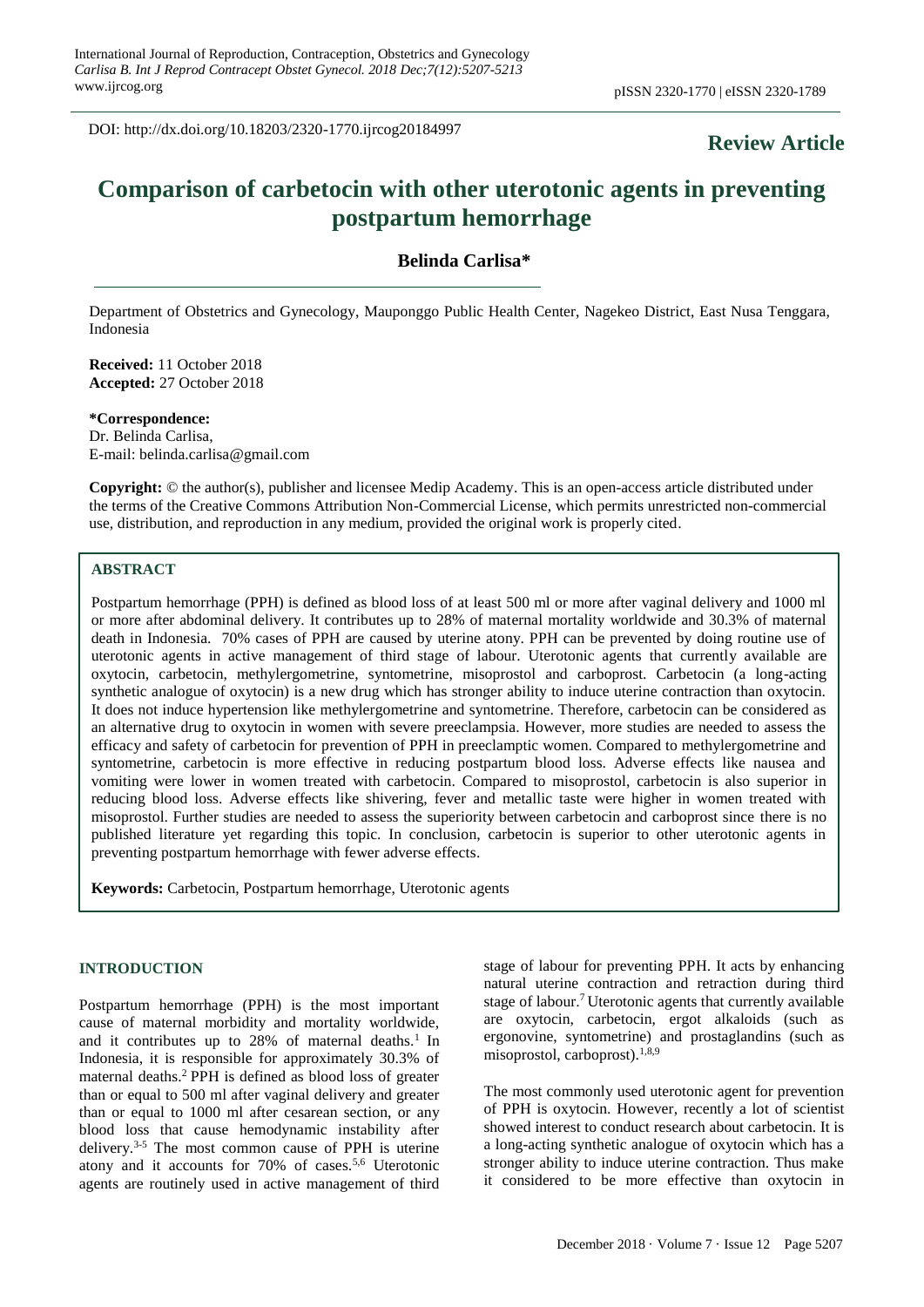DOI: http://dx.doi.org/10.18203/2320-1770.ijrcog20184997

**Review Article**

# Comparison of carbetocin with other uterotonic agents in preventing postpartum hemorrhage

**Belinda Carlisa***

Department of Obstetrics and Gynecology, Mauponggo Public Health Center, Nagekeo District, East Nusa Tenggara, Indonesia

**Received:** 11 October 2018
**Accepted:** 27 October 2018

**\*Correspondence:**
Dr. Belinda Carlisa,
E-mail: belinda.carlisa@gmail.com

**Copyright:** © the author(s), publisher and licensee Medip Academy. This is an open-access article distributed under the terms of the Creative Commons Attribution Non-Commercial License, which permits unrestricted non-commercial use, distribution, and reproduction in any medium, provided the original work is properly cited.

## ABSTRACT

Postpartum hemorrhage (PPH) is defined as blood loss of at least 500 ml or more after vaginal delivery and 1000 ml or more after abdominal delivery. It contributes up to 28% of maternal mortality worldwide and 30.3% of maternal death in Indonesia. 70% cases of PPH are caused by uterine atony. PPH can be prevented by doing routine use of uterotonic agents in active management of third stage of labour. Uterotonic agents that currently available are oxytocin, carbetocin, methylergometrine, syntometrine, misoprostol and carboprost. Carbetocin (a long-acting synthetic analogue of oxytocin) is a new drug which has stronger ability to induce uterine contraction than oxytocin. It does not induce hypertension like methylergometrine and syntometrine. Therefore, carbetocin can be considered as an alternative drug to oxytocin in women with severe preeclampsia. However, more studies are needed to assess the efficacy and safety of carbetocin for prevention of PPH in preeclamptic women. Compared to methylergometrine and syntometrine, carbetocin is more effective in reducing postpartum blood loss. Adverse effects like nausea and vomiting were lower in women treated with carbetocin. Compared to misoprostol, carbetocin is also superior in reducing blood loss. Adverse effects like shivering, fever and metallic taste were higher in women treated with misoprostol. Further studies are needed to assess the superiority between carbetocin and carboprost since there is no published literature yet regarding this topic. In conclusion, carbetocin is superior to other uterotonic agents in preventing postpartum hemorrhage with fewer adverse effects.

**Keywords:** Carbetocin, Postpartum hemorrhage, Uterotonic agents

## INTRODUCTION

Postpartum hemorrhage (PPH) is the most important cause of maternal morbidity and mortality worldwide, and it contributes up to 28% of maternal deaths.[1] In Indonesia, it is responsible for approximately 30.3% of maternal deaths.[2] PPH is defined as blood loss of greater than or equal to 500 ml after vaginal delivery and greater than or equal to 1000 ml after cesarean section, or any blood loss that cause hemodynamic instability after delivery.[3-5] The most common cause of PPH is uterine atony and it accounts for 70% of cases.[5,6] Uterotonic agents are routinely used in active management of third stage of labour for preventing PPH. It acts by enhancing natural uterine contraction and retraction during third stage of labour.[7] Uterotonic agents that currently available are oxytocin, carbetocin, ergot alkaloids (such as ergonovine, syntometrine) and prostaglandins (such as misoprostol, carboprost).[1,8,9]

The most commonly used uterotonic agent for prevention of PPH is oxytocin. However, recently a lot of scientist showed interest to conduct research about carbetocin. It is a long-acting synthetic analogue of oxytocin which has a stronger ability to induce uterine contraction. Thus make it considered to be more effective than oxytocin in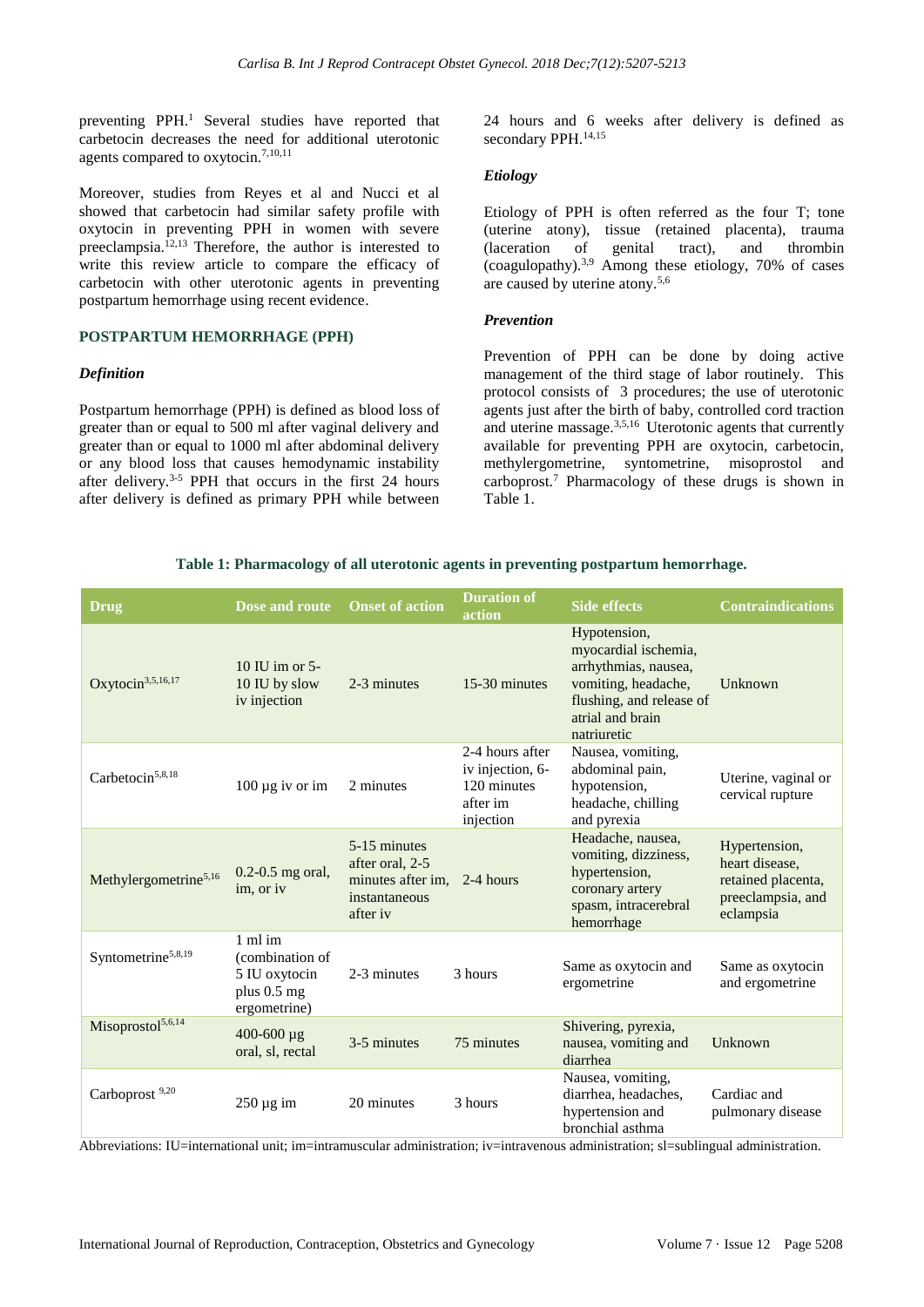preventing PPH.[1] Several studies have reported that carbetocin decreases the need for additional uterotonic agents compared to oxytocin.[7,10,11]

Moreover, studies from Reyes et al and Nucci et al showed that carbetocin had similar safety profile with oxytocin in preventing PPH in women with severe preeclampsia.[12,13] Therefore, the author is interested to write this review article to compare the efficacy of carbetocin with other uterotonic agents in preventing postpartum hemorrhage using recent evidence.

## POSTPARTUM HEMORRHAGE (PPH)

### *Definition*

Postpartum hemorrhage (PPH) is defined as blood loss of greater than or equal to 500 ml after vaginal delivery and greater than or equal to 1000 ml after abdominal delivery or any blood loss that causes hemodynamic instability after delivery.[3-5] PPH that occurs in the first 24 hours after delivery is defined as primary PPH while between 24 hours and 6 weeks after delivery is defined as secondary PPH.[14,15]

### *Etiology*

Etiology of PPH is often referred as the four T; tone (uterine atony), tissue (retained placenta), trauma (laceration of genital tract), and thrombin (coagulopathy).[3,9] Among these etiology, 70% of cases are caused by uterine atony.[5,6]

### *Prevention*

Prevention of PPH can be done by doing active management of the third stage of labor routinely. This protocol consists of 3 procedures; the use of uterotonic agents just after the birth of baby, controlled cord traction and uterine massage.[3,5,16] Uterotonic agents that currently available for preventing PPH are oxytocin, carbetocin, methylergometrine, syntometrine, misoprostol and carboprost.[7] Pharmacology of these drugs is shown in Table 1.

**Table 1: Pharmacology of all uterotonic agents in preventing postpartum hemorrhage.**

| Drug | Dose and route | Onset of action | Duration of action | Side effects | Contraindications |
|---|---|---|---|---|---|
| Oxytocin[3,5,16,17] | 10 IU im or 5-10 IU by slow iv injection | 2-3 minutes | 15-30 minutes | Hypotension, myocardial ischemia, arrhythmias, nausea, vomiting, headache, flushing, and release of atrial and brain natriuretic | Unknown |
| Carbetocin[5,8,18] | 100 µg iv or im | 2 minutes | 2-4 hours after iv injection, 6-120 minutes after im injection | Nausea, vomiting, abdominal pain, hypotension, headache, chilling and pyrexia | Uterine, vaginal or cervical rupture |
| Methylergometrine[5,16] | 0.2-0.5 mg oral, im, or iv | 5-15 minutes after oral, 2-5 minutes after im, instantaneous after iv | 2-4 hours | Headache, nausea, vomiting, dizziness, hypertension, coronary artery spasm, intracerebral hemorrhage | Hypertension, heart disease, retained placenta, preeclampsia, and eclampsia |
| Syntometrine[5,8,19] | 1 ml im (combination of 5 IU oxytocin plus 0.5 mg ergometrine) | 2-3 minutes | 3 hours | Same as oxytocin and ergometrine | Same as oxytocin and ergometrine |
| Misoprostol[5,6,14] | 400-600 µg oral, sl, rectal | 3-5 minutes | 75 minutes | Shivering, pyrexia, nausea, vomiting and diarrhea | Unknown |
| Carboprost [9,20] | 250 µg im | 20 minutes | 3 hours | Nausea, vomiting, diarrhea, headaches, hypertension and bronchial asthma | Cardiac and pulmonary disease |

Abbreviations: IU=international unit; im=intramuscular administration; iv=intravenous administration; sl=sublingual administration.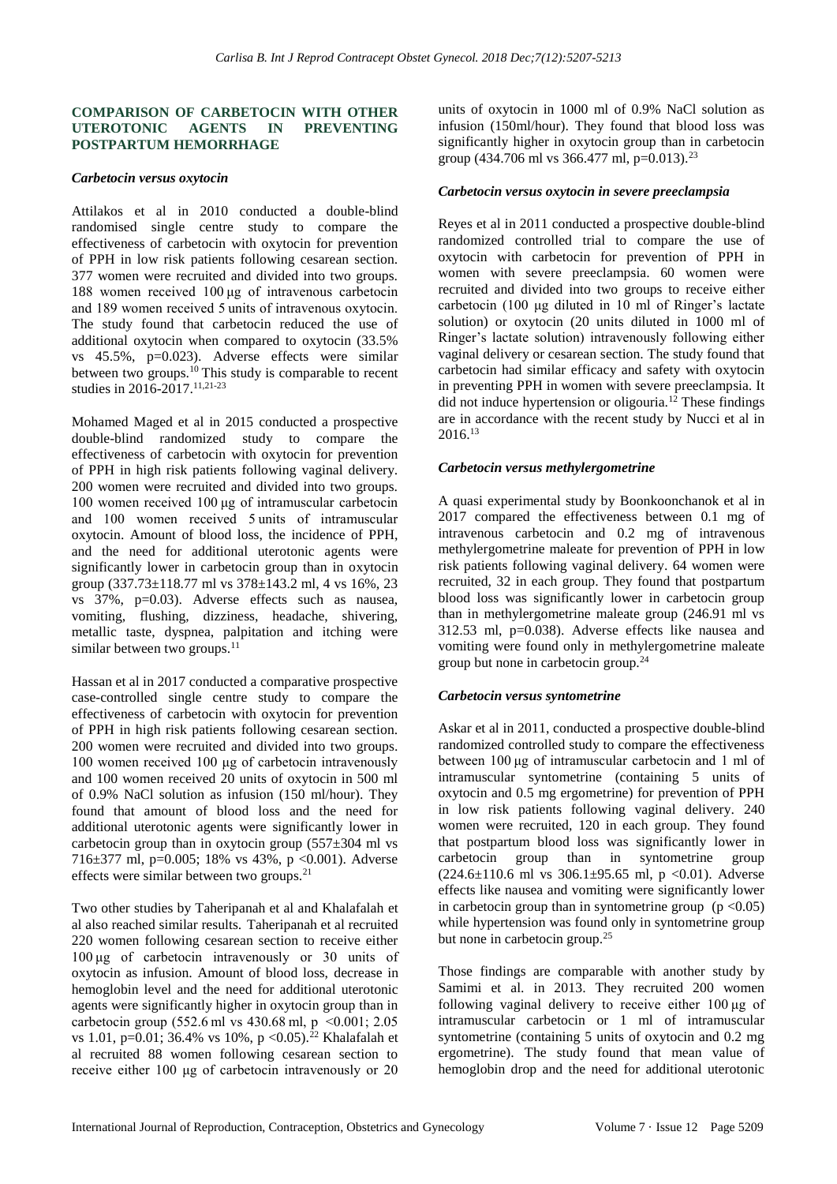## COMPARISON OF CARBETOCIN WITH OTHER UTEROTONIC AGENTS IN PREVENTING POSTPARTUM HEMORRHAGE

### *Carbetocin versus oxytocin*

Attilakos et al in 2010 conducted a double-blind randomised single centre study to compare the effectiveness of carbetocin with oxytocin for prevention of PPH in low risk patients following cesarean section. 377 women were recruited and divided into two groups. 188 women received 100 μg of intravenous carbetocin and 189 women received 5 units of intravenous oxytocin. The study found that carbetocin reduced the use of additional oxytocin when compared to oxytocin (33.5% vs 45.5%, p=0.023). Adverse effects were similar between two groups.[10] This study is comparable to recent studies in 2016-2017.[11,21-23]

Mohamed Maged et al in 2015 conducted a prospective double-blind randomized study to compare the effectiveness of carbetocin with oxytocin for prevention of PPH in high risk patients following vaginal delivery. 200 women were recruited and divided into two groups. 100 women received 100 μg of intramuscular carbetocin and 100 women received 5 units of intramuscular oxytocin. Amount of blood loss, the incidence of PPH, and the need for additional uterotonic agents were significantly lower in carbetocin group than in oxytocin group (337.73±118.77 ml vs 378±143.2 ml, 4 vs 16%, 23 vs 37%, p=0.03). Adverse effects such as nausea, vomiting, flushing, dizziness, headache, shivering, metallic taste, dyspnea, palpitation and itching were similar between two groups.[11]

Hassan et al in 2017 conducted a comparative prospective case-controlled single centre study to compare the effectiveness of carbetocin with oxytocin for prevention of PPH in high risk patients following cesarean section. 200 women were recruited and divided into two groups. 100 women received 100 μg of carbetocin intravenously and 100 women received 20 units of oxytocin in 500 ml of 0.9% NaCl solution as infusion (150 ml/hour). They found that amount of blood loss and the need for additional uterotonic agents were significantly lower in carbetocin group than in oxytocin group (557±304 ml vs 716±377 ml, p=0.005; 18% vs 43%, p <0.001). Adverse effects were similar between two groups.[21]

Two other studies by Taheripanah et al and Khalafalah et al also reached similar results. Taheripanah et al recruited 220 women following cesarean section to receive either 100 μg of carbetocin intravenously or 30 units of oxytocin as infusion. Amount of blood loss, decrease in hemoglobin level and the need for additional uterotonic agents were significantly higher in oxytocin group than in carbetocin group (552.6 ml vs 430.68 ml, p <0.001; 2.05 vs 1.01, p=0.01; 36.4% vs 10%, p <0.05).[22] Khalafalah et al recruited 88 women following cesarean section to receive either 100 μg of carbetocin intravenously or 20 units of oxytocin in 1000 ml of 0.9% NaCl solution as infusion (150ml/hour). They found that blood loss was significantly higher in oxytocin group than in carbetocin group (434.706 ml vs 366.477 ml, p=0.013).[23]

### *Carbetocin versus oxytocin in severe preeclampsia*

Reyes et al in 2011 conducted a prospective double-blind randomized controlled trial to compare the use of oxytocin with carbetocin for prevention of PPH in women with severe preeclampsia. 60 women were recruited and divided into two groups to receive either carbetocin (100 μg diluted in 10 ml of Ringer's lactate solution) or oxytocin (20 units diluted in 1000 ml of Ringer's lactate solution) intravenously following either vaginal delivery or cesarean section. The study found that carbetocin had similar efficacy and safety with oxytocin in preventing PPH in women with severe preeclampsia. It did not induce hypertension or oligouria.[12] These findings are in accordance with the recent study by Nucci et al in 2016.[13]

### *Carbetocin versus methylergometrine*

A quasi experimental study by Boonkoonchanok et al in 2017 compared the effectiveness between 0.1 mg of intravenous carbetocin and 0.2 mg of intravenous methylergometrine maleate for prevention of PPH in low risk patients following vaginal delivery. 64 women were recruited, 32 in each group. They found that postpartum blood loss was significantly lower in carbetocin group than in methylergometrine maleate group (246.91 ml vs 312.53 ml, p=0.038). Adverse effects like nausea and vomiting were found only in methylergometrine maleate group but none in carbetocin group.[24]

### *Carbetocin versus syntometrine*

Askar et al in 2011, conducted a prospective double-blind randomized controlled study to compare the effectiveness between 100 μg of intramuscular carbetocin and 1 ml of intramuscular syntometrine (containing 5 units of oxytocin and 0.5 mg ergometrine) for prevention of PPH in low risk patients following vaginal delivery. 240 women were recruited, 120 in each group. They found that postpartum blood loss was significantly lower in carbetocin group than in syntometrine group (224.6±110.6 ml vs 306.1±95.65 ml, p <0.01). Adverse effects like nausea and vomiting were significantly lower in carbetocin group than in syntometrine group (p <0.05) while hypertension was found only in syntometrine group but none in carbetocin group.[25]

Those findings are comparable with another study by Samimi et al. in 2013. They recruited 200 women following vaginal delivery to receive either 100 μg of intramuscular carbetocin or 1 ml of intramuscular syntometrine (containing 5 units of oxytocin and 0.2 mg ergometrine). The study found that mean value of hemoglobin drop and the need for additional uterotonic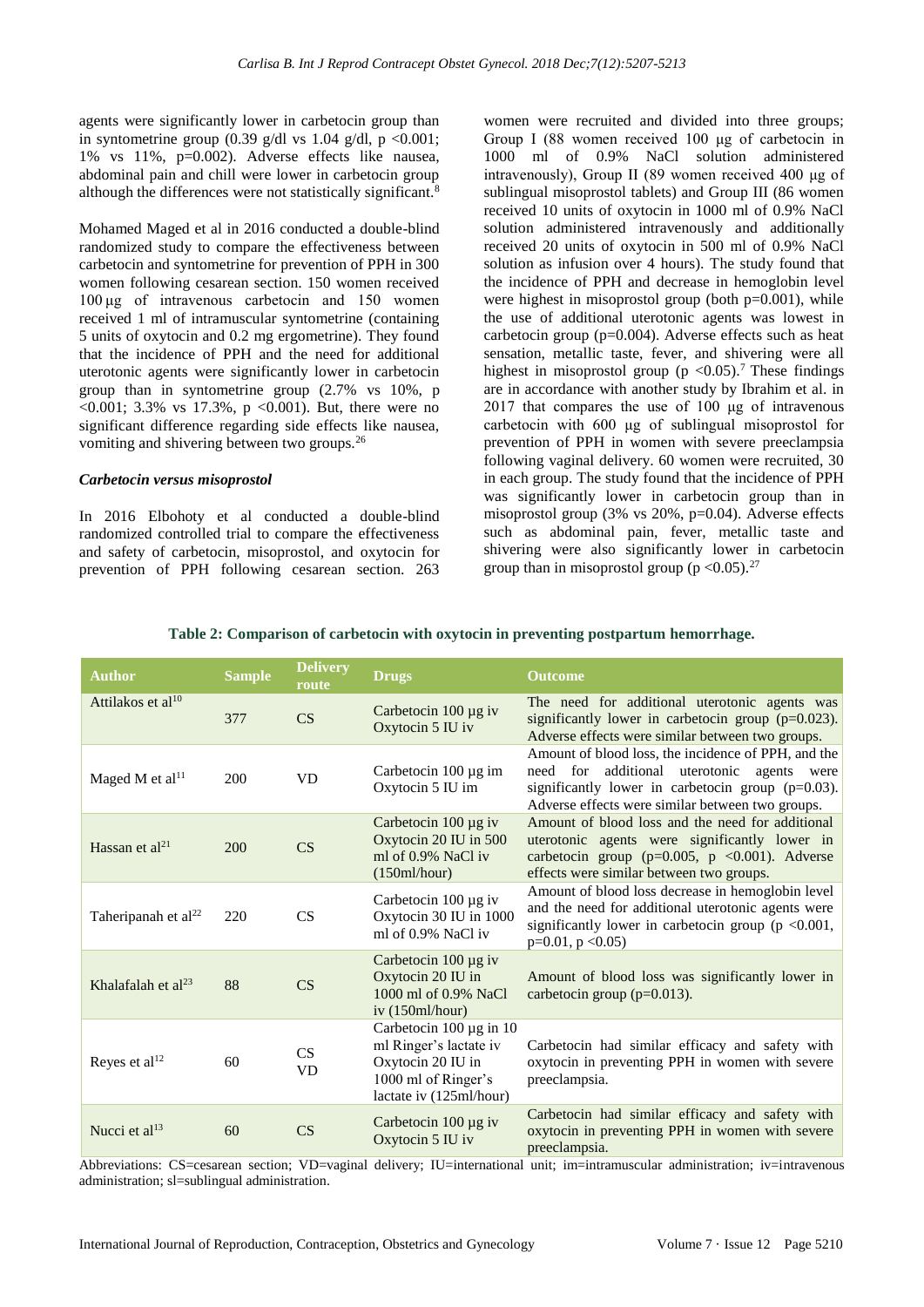agents were significantly lower in carbetocin group than in syntometrine group (0.39 g/dl vs 1.04 g/dl, $p < 0.001$; 1% vs 11%, p=0.002). Adverse effects like nausea, abdominal pain and chill were lower in carbetocin group although the differences were not statistically significant.[8]

Mohamed Maged et al in 2016 conducted a double-blind randomized study to compare the effectiveness between carbetocin and syntometrine for prevention of PPH in 300 women following cesarean section. 150 women received 100 µg of intravenous carbetocin and 150 women received 1 ml of intramuscular syntometrine (containing 5 units of oxytocin and 0.2 mg ergometrine). They found that the incidence of PPH and the need for additional uterotonic agents were significantly lower in carbetocin group than in syntometrine group (2.7% vs 10%, $p < 0.001$; 3.3% vs 17.3%, $p < 0.001$). But, there were no significant difference regarding side effects like nausea, vomiting and shivering between two groups.[26]

### *Carbetocin versus misoprostol*

In 2016 Elbohoty et al conducted a double-blind randomized controlled trial to compare the effectiveness and safety of carbetocin, misoprostol, and oxytocin for prevention of PPH following cesarean section. 263 women were recruited and divided into three groups; Group I (88 women received 100 µg of carbetocin in 1000 ml of 0.9% NaCl solution administered intravenously), Group II (89 women received 400 µg of sublingual misoprostol tablets) and Group III (86 women received 10 units of oxytocin in 1000 ml of 0.9% NaCl solution administered intravenously and additionally received 20 units of oxytocin in 500 ml of 0.9% NaCl solution as infusion over 4 hours). The study found that the incidence of PPH and decrease in hemoglobin level were highest in misoprostol group (both p=0.001), while the use of additional uterotonic agents was lowest in carbetocin group (p=0.004). Adverse effects such as heat sensation, metallic taste, fever, and shivering were all highest in misoprostol group ($p < 0.05$).[7] These findings are in accordance with another study by Ibrahim et al. in 2017 that compares the use of 100 µg of intravenous carbetocin with 600 µg of sublingual misoprostol for prevention of PPH in women with severe preeclampsia following vaginal delivery. 60 women were recruited, 30 in each group. The study found that the incidence of PPH was significantly lower in carbetocin group than in misoprostol group (3% vs 20%, p=0.04). Adverse effects such as abdominal pain, fever, metallic taste and shivering were also significantly lower in carbetocin group than in misoprostol group ($p < 0.05$).[27]

**Table 2: Comparison of carbetocin with oxytocin in preventing postpartum hemorrhage.**

| Author | Sample | Delivery route | Drugs | Outcome |
|---|---|---|---|---|
| Attilakos et al[10] | 377 | CS | Carbetocin 100 µg iv<br>Oxytocin 5 IU iv | The need for additional uterotonic agents was significantly lower in carbetocin group (p=0.023). Adverse effects were similar between two groups. |
| Maged M et al[11] | 200 | VD | Carbetocin 100 µg im<br>Oxytocin 5 IU im | Amount of blood loss, the incidence of PPH, and the need for additional uterotonic agents were significantly lower in carbetocin group (p=0.03). Adverse effects were similar between two groups. |
| Hassan et al[21] | 200 | CS | Carbetocin 100 µg iv<br>Oxytocin 20 IU in 500 ml of 0.9% NaCl iv (150ml/hour) | Amount of blood loss and the need for additional uterotonic agents were significantly lower in carbetocin group (p=0.005, $p < 0.001$). Adverse effects were similar between two groups. |
| Taheripanah et al[22] | 220 | CS | Carbetocin 100 µg iv<br>Oxytocin 30 IU in 1000 ml of 0.9% NaCl iv | Amount of blood loss decrease in hemoglobin level and the need for additional uterotonic agents were significantly lower in carbetocin group ($p < 0.001$, p=0.01, $p < 0.05$) |
| Khalafalah et al[23] | 88 | CS | Carbetocin 100 µg iv<br>Oxytocin 20 IU in 1000 ml of 0.9% NaCl iv (150ml/hour) | Amount of blood loss was significantly lower in carbetocin group (p=0.013). |
| Reyes et al[12] | 60 | CS<br>VD | Carbetocin 100 µg in 10 ml Ringer's lactate iv<br>Oxytocin 20 IU in 1000 ml of Ringer's lactate iv (125ml/hour) | Carbetocin had similar efficacy and safety with oxytocin in preventing PPH in women with severe preeclampsia. |
| Nucci et al[13] | 60 | CS | Carbetocin 100 µg iv<br>Oxytocin 5 IU iv | Carbetocin had similar efficacy and safety with oxytocin in preventing PPH in women with severe preeclampsia. |

Abbreviations: CS=cesarean section; VD=vaginal delivery; IU=international unit; im=intramuscular administration; iv=intravenous administration; sl=sublingual administration.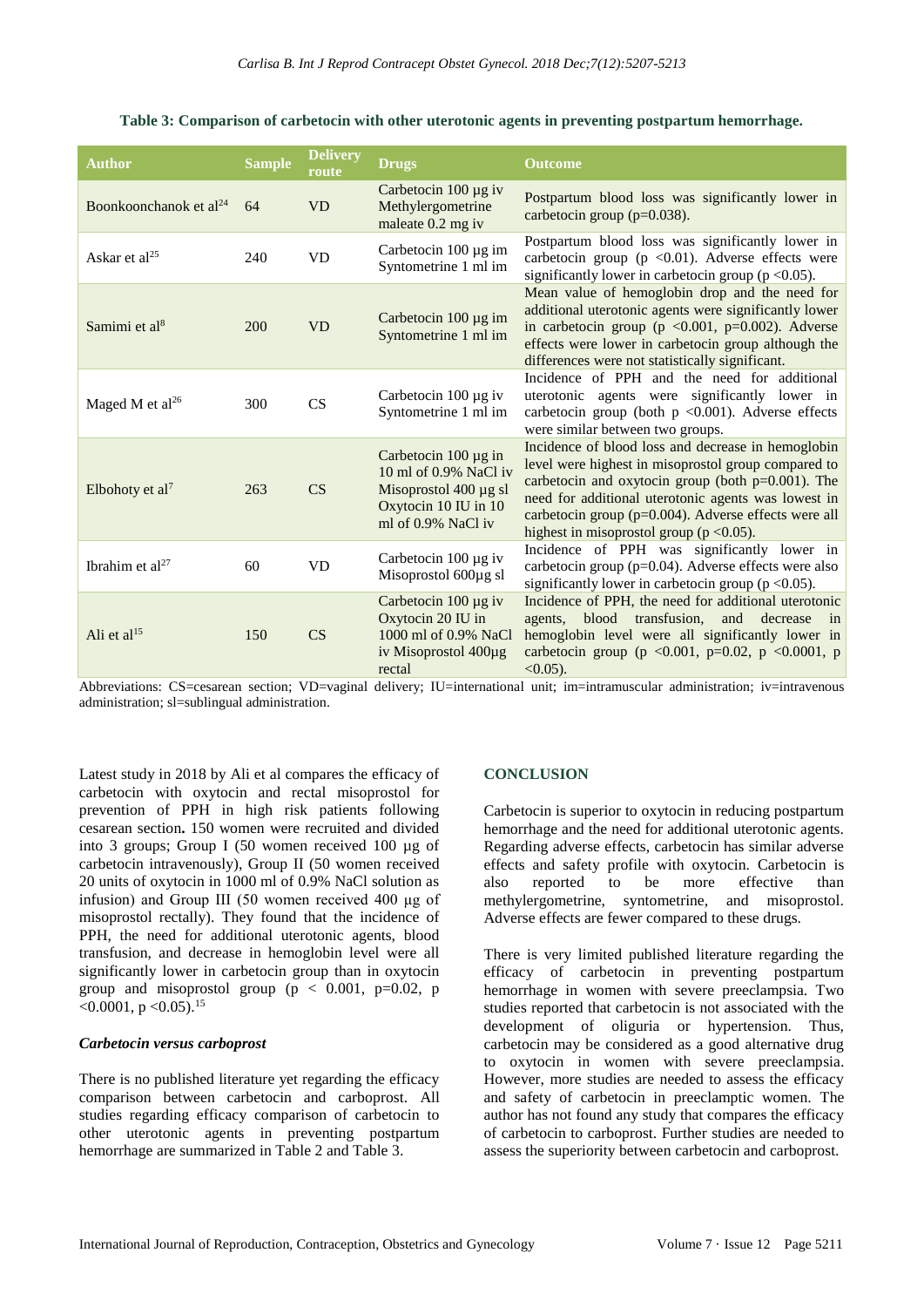**Table 3: Comparison of carbetocin with other uterotonic agents in preventing postpartum hemorrhage.**

| Author | Sample | Delivery route | Drugs | Outcome |
|---|---|---|---|---|
| Boonkoonchanok et al[24] | 64 | VD | Carbetocin 100 µg iv Methylergometrine maleate 0.2 mg iv | Postpartum blood loss was significantly lower in carbetocin group (p=0.038). |
| Askar et al[25] | 240 | VD | Carbetocin 100 µg im Syntometrine 1 ml im | Postpartum blood loss was significantly lower in carbetocin group (p <0.01). Adverse effects were significantly lower in carbetocin group (p <0.05). |
| Samimi et al[8] | 200 | VD | Carbetocin 100 µg im Syntometrine 1 ml im | Mean value of hemoglobin drop and the need for additional uterotonic agents were significantly lower in carbetocin group (p <0.001, p=0.002). Adverse effects were lower in carbetocin group although the differences were not statistically significant. |
| Maged M et al[26] | 300 | CS | Carbetocin 100 µg iv Syntometrine 1 ml im | Incidence of PPH and the need for additional uterotonic agents were significantly lower in carbetocin group (both p <0.001). Adverse effects were similar between two groups. |
| Elbohoty et al[7] | 263 | CS | Carbetocin 100 µg in 10 ml of 0.9% NaCl iv Misoprostol 400 µg sl Oxytocin 10 IU in 10 ml of 0.9% NaCl iv | Incidence of blood loss and decrease in hemoglobin level were highest in misoprostol group compared to carbetocin and oxytocin group (both p=0.001). The need for additional uterotonic agents was lowest in carbetocin group (p=0.004). Adverse effects were all highest in misoprostol group (p <0.05). |
| Ibrahim et al[27] | 60 | VD | Carbetocin 100 µg iv Misoprostol 600µg sl | Incidence of PPH was significantly lower in carbetocin group (p=0.04). Adverse effects were also significantly lower in carbetocin group (p <0.05). |
| Ali et al[15] | 150 | CS | Carbetocin 100 µg iv Oxytocin 20 IU in 1000 ml of 0.9% NaCl iv Misoprostol 400µg rectal | Incidence of PPH, the need for additional uterotonic agents, blood transfusion, and decrease in hemoglobin level were all significantly lower in carbetocin group (p <0.001, p=0.02, p <0.0001, p <0.05). |

Abbreviations: CS=cesarean section; VD=vaginal delivery; IU=international unit; im=intramuscular administration; iv=intravenous administration; sl=sublingual administration.

Latest study in 2018 by Ali et al compares the efficacy of carbetocin with oxytocin and rectal misoprostol for prevention of PPH in high risk patients following cesarean section**.** 150 women were recruited and divided into 3 groups; Group I (50 women received 100 µg of carbetocin intravenously), Group II (50 women received 20 units of oxytocin in 1000 ml of 0.9% NaCl solution as infusion) and Group III (50 women received 400 µg of misoprostol rectally). They found that the incidence of PPH, the need for additional uterotonic agents, blood transfusion, and decrease in hemoglobin level were all significantly lower in carbetocin group than in oxytocin group and misoprostol group (p < 0.001, p=0.02, p <0.0001, p <0.05).[15]

### *Carbetocin versus carboprost*

There is no published literature yet regarding the efficacy comparison between carbetocin and carboprost. All studies regarding efficacy comparison of carbetocin to other uterotonic agents in preventing postpartum hemorrhage are summarized in Table 2 and Table 3.

## CONCLUSION

Carbetocin is superior to oxytocin in reducing postpartum hemorrhage and the need for additional uterotonic agents. Regarding adverse effects, carbetocin has similar adverse effects and safety profile with oxytocin. Carbetocin is also reported to be more effective than methylergometrine, syntometrine, and misoprostol. Adverse effects are fewer compared to these drugs.

There is very limited published literature regarding the efficacy of carbetocin in preventing postpartum hemorrhage in women with severe preeclampsia. Two studies reported that carbetocin is not associated with the development of oliguria or hypertension. Thus, carbetocin may be considered as a good alternative drug to oxytocin in women with severe preeclampsia. However, more studies are needed to assess the efficacy and safety of carbetocin in preeclamptic women. The author has not found any study that compares the efficacy of carbetocin to carboprost. Further studies are needed to assess the superiority between carbetocin and carboprost.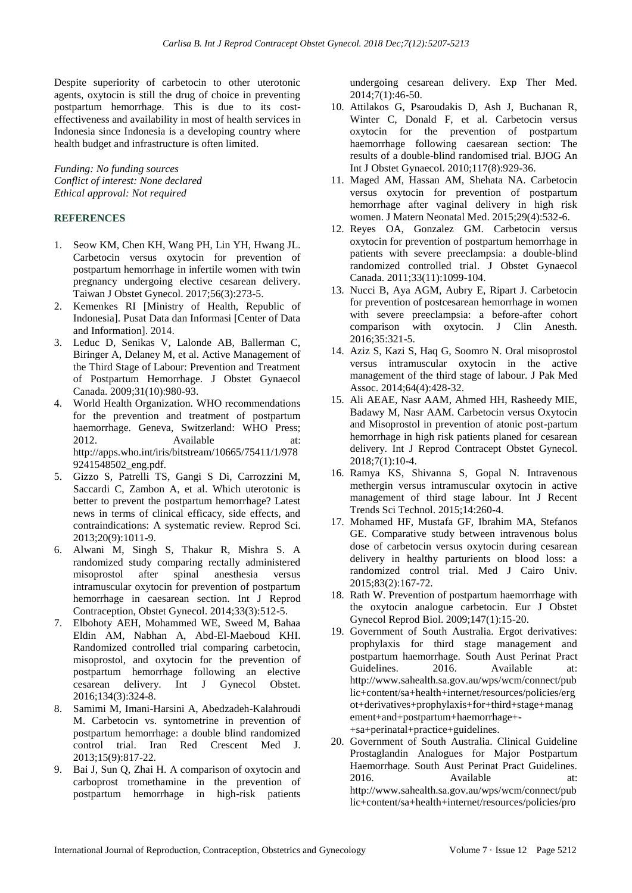Despite superiority of carbetocin to other uterotonic agents, oxytocin is still the drug of choice in preventing postpartum hemorrhage. This is due to its cost-effectiveness and availability in most of health services in Indonesia since Indonesia is a developing country where health budget and infrastructure is often limited.

*Funding: No funding sources*
*Conflict of interest: None declared*
*Ethical approval: Not required*

## REFERENCES

1. Seow KM, Chen KH, Wang PH, Lin YH, Hwang JL. Carbetocin versus oxytocin for prevention of postpartum hemorrhage in infertile women with twin pregnancy undergoing elective cesarean delivery. Taiwan J Obstet Gynecol. 2017;56(3):273-5.
2. Kemenkes RI [Ministry of Health, Republic of Indonesia]. Pusat Data dan Informasi [Center of Data and Information]. 2014.
3. Leduc D, Senikas V, Lalonde AB, Ballerman C, Biringer A, Delaney M, et al. Active Management of the Third Stage of Labour: Prevention and Treatment of Postpartum Hemorrhage. J Obstet Gynaecol Canada. 2009;31(10):980-93.
4. World Health Organization. WHO recommendations for the prevention and treatment of postpartum haemorrhage. Geneva, Switzerland: WHO Press; 2012. Available at: http://apps.who.int/iris/bitstream/10665/75411/1/9789241548502_eng.pdf.
5. Gizzo S, Patrelli TS, Gangi S Di, Carrozzini M, Saccardi C, Zambon A, et al. Which uterotonic is better to prevent the postpartum hemorrhage? Latest news in terms of clinical efficacy, side effects, and contraindications: A systematic review. Reprod Sci. 2013;20(9):1011-9.
6. Alwani M, Singh S, Thakur R, Mishra S. A randomized study comparing rectally administered misoprostol after spinal anesthesia versus intramuscular oxytocin for prevention of postpartum hemorrhage in caesarean section. Int J Reprod Contraception, Obstet Gynecol. 2014;33(3):512-5.
7. Elbohoty AEH, Mohammed WE, Sweed M, Bahaa Eldin AM, Nabhan A, Abd-El-Maeboud KHI. Randomized controlled trial comparing carbetocin, misoprostol, and oxytocin for the prevention of postpartum hemorrhage following an elective cesarean delivery. Int J Gynecol Obstet. 2016;134(3):324-8.
8. Samimi M, Imani-Harsini A, Abedzadeh-Kalahroudi M. Carbetocin vs. syntometrine in prevention of postpartum hemorrhage: a double blind randomized control trial. Iran Red Crescent Med J. 2013;15(9):817-22.
9. Bai J, Sun Q, Zhai H. A comparison of oxytocin and carboprost tromethamine in the prevention of postpartum hemorrhage in high-risk patients undergoing cesarean delivery. Exp Ther Med. 2014;7(1):46-50.
10. Attilakos G, Psaroudakis D, Ash J, Buchanan R, Winter C, Donald F, et al. Carbetocin versus oxytocin for the prevention of postpartum haemorrhage following caesarean section: The results of a double-blind randomised trial. BJOG An Int J Obstet Gynaecol. 2010;117(8):929-36.
11. Maged AM, Hassan AM, Shehata NA. Carbetocin versus oxytocin for prevention of postpartum hemorrhage after vaginal delivery in high risk women. J Matern Neonatal Med. 2015;29(4):532-6.
12. Reyes OA, Gonzalez GM. Carbetocin versus oxytocin for prevention of postpartum hemorrhage in patients with severe preeclampsia: a double-blind randomized controlled trial. J Obstet Gynaecol Canada. 2011;33(11):1099-104.
13. Nucci B, Aya AGM, Aubry E, Ripart J. Carbetocin for prevention of postcesarean hemorrhage in women with severe preeclampsia: a before-after cohort comparison with oxytocin. J Clin Anesth. 2016;35:321-5.
14. Aziz S, Kazi S, Haq G, Soomro N. Oral misoprostol versus intramuscular oxytocin in the active management of the third stage of labour. J Pak Med Assoc. 2014;64(4):428-32.
15. Ali AEAE, Nasr AAM, Ahmed HH, Rasheedy MIE, Badawy M, Nasr AAM. Carbetocin versus Oxytocin and Misoprostol in prevention of atonic post-partum hemorrhage in high risk patients planed for cesarean delivery. Int J Reprod Contracept Obstet Gynecol. 2018;7(1):10-4.
16. Ramya KS, Shivanna S, Gopal N. Intravenous methergin versus intramuscular oxytocin in active management of third stage labour. Int J Recent Trends Sci Technol. 2015;14:260-4.
17. Mohamed HF, Mustafa GF, Ibrahim MA, Stefanos GE. Comparative study between intravenous bolus dose of carbetocin versus oxytocin during cesarean delivery in healthy parturients on blood loss: a randomized control trial. Med J Cairo Univ. 2015;83(2):167-72.
18. Rath W. Prevention of postpartum haemorrhage with the oxytocin analogue carbetocin. Eur J Obstet Gynecol Reprod Biol. 2009;147(1):15-20.
19. Government of South Australia. Ergot derivatives: prophylaxis for third stage management and postpartum haemorrhage. South Aust Perinat Pract Guidelines. 2016. Available at: http://www.sahealth.sa.gov.au/wps/wcm/connect/public+content/sa+health+internet/resources/policies/ergot+derivatives+prophylaxis+for+third+stage+management+and+postpartum+haemorrhage+-+sa+perinatal+practice+guidelines.
20. Government of South Australia. Clinical Guideline Prostaglandin Analogues for Major Postpartum Haemorrhage. South Aust Perinat Pract Guidelines. 2016. Available at: http://www.sahealth.sa.gov.au/wps/wcm/connect/public+content/sa+health+internet/resources/policies/pro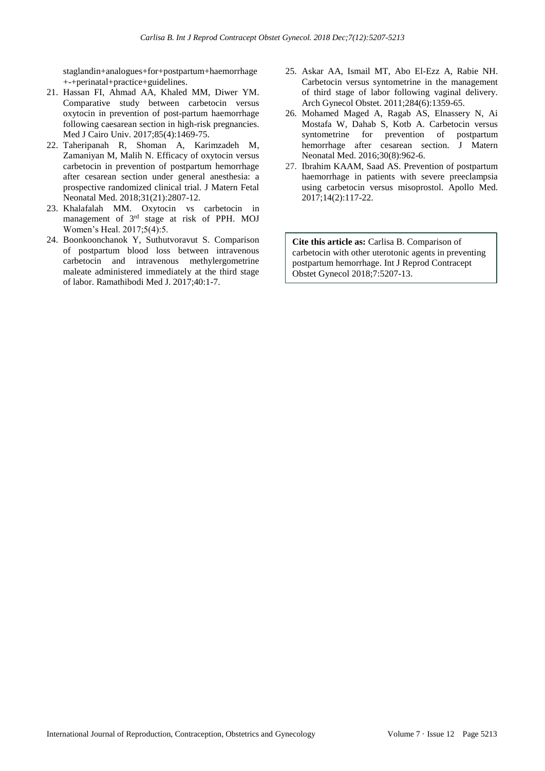staglandin+analogues+for+postpartum+haemorrhage+-+perinatal+practice+guidelines.

21. Hassan FI, Ahmad AA, Khaled MM, Diwer YM. Comparative study between carbetocin versus oxytocin in prevention of post-partum haemorrhage following caesarean section in high-risk pregnancies. Med J Cairo Univ. 2017;85(4):1469-75.
22. Taheripanah R, Shoman A, Karimzadeh M, Zamaniyan M, Malih N. Efficacy of oxytocin versus carbetocin in prevention of postpartum hemorrhage after cesarean section under general anesthesia: a prospective randomized clinical trial. J Matern Fetal Neonatal Med. 2018;31(21):2807-12.
23. Khalafalah MM. Oxytocin vs carbetocin in management of 3rd stage at risk of PPH. MOJ Women's Heal. 2017;5(4):5.
24. Boonkoonchanok Y, Suthutvoravut S. Comparison of postpartum blood loss between intravenous carbetocin and intravenous methylergometrine maleate administered immediately at the third stage of labor. Ramathibodi Med J. 2017;40:1-7.
25. Askar AA, Ismail MT, Abo El-Ezz A, Rabie NH. Carbetocin versus syntometrine in the management of third stage of labor following vaginal delivery. Arch Gynecol Obstet. 2011;284(6):1359-65.
26. Mohamed Maged A, Ragab AS, Elnassery N, Ai Mostafa W, Dahab S, Kotb A. Carbetocin versus syntometrine for prevention of postpartum hemorrhage after cesarean section. J Matern Neonatal Med. 2016;30(8):962-6.
27. Ibrahim KAAM, Saad AS. Prevention of postpartum haemorrhage in patients with severe preeclampsia using carbetocin versus misoprostol. Apollo Med. 2017;14(2):117-22.

**Cite this article as:** Carlisa B. Comparison of carbetocin with other uterotonic agents in preventing postpartum hemorrhage. Int J Reprod Contracept Obstet Gynecol 2018;7:5207-13.